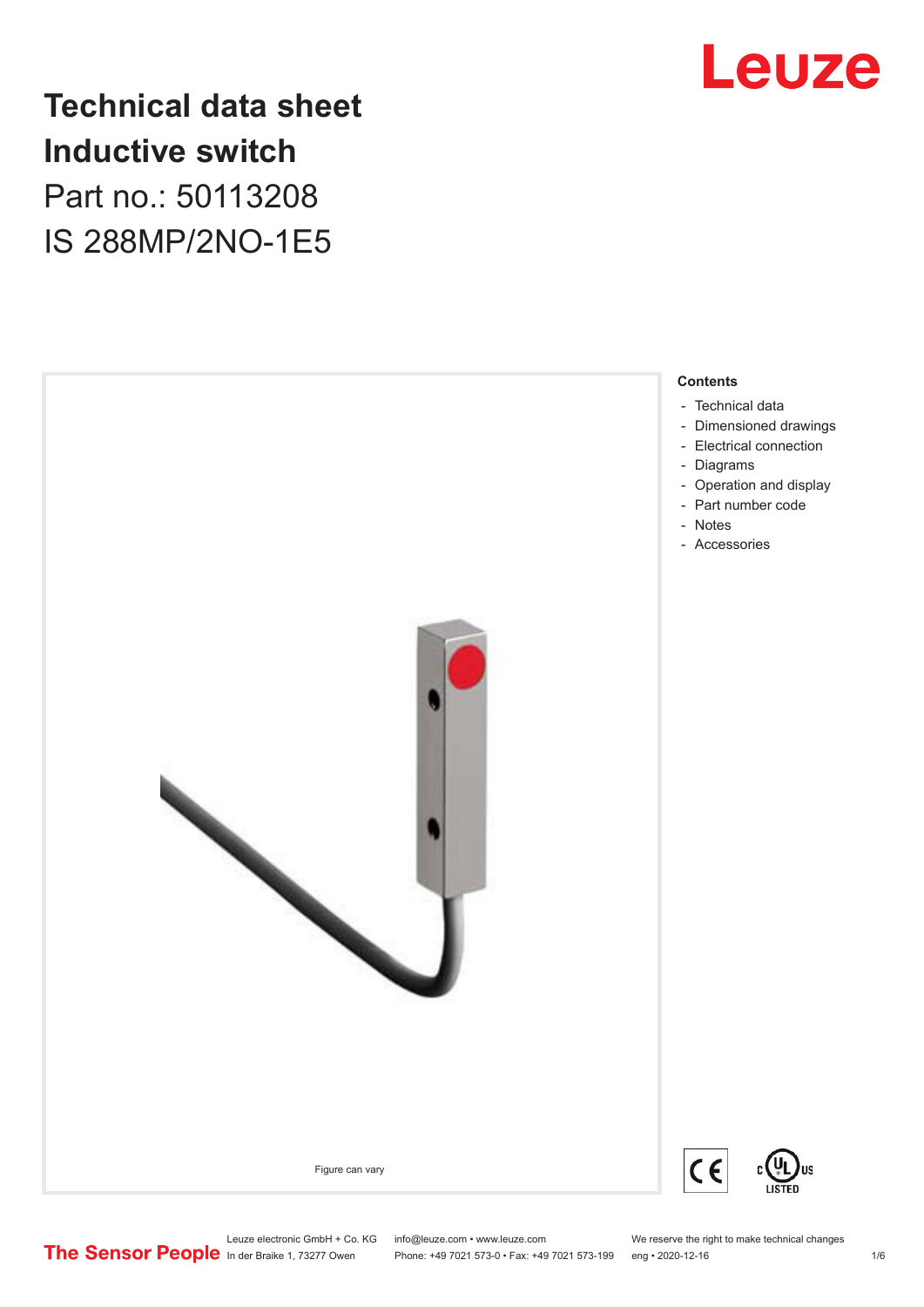# Technical data sheet
# Inductive switch

Part no.: 50113208

IS 288MP/2NO-1E5

Figure can vary

**Contents**

- Technical data
- Dimensioned drawings
- Electrical connection
- Diagrams
- Operation and display
- Part number code
- Notes
- Accessories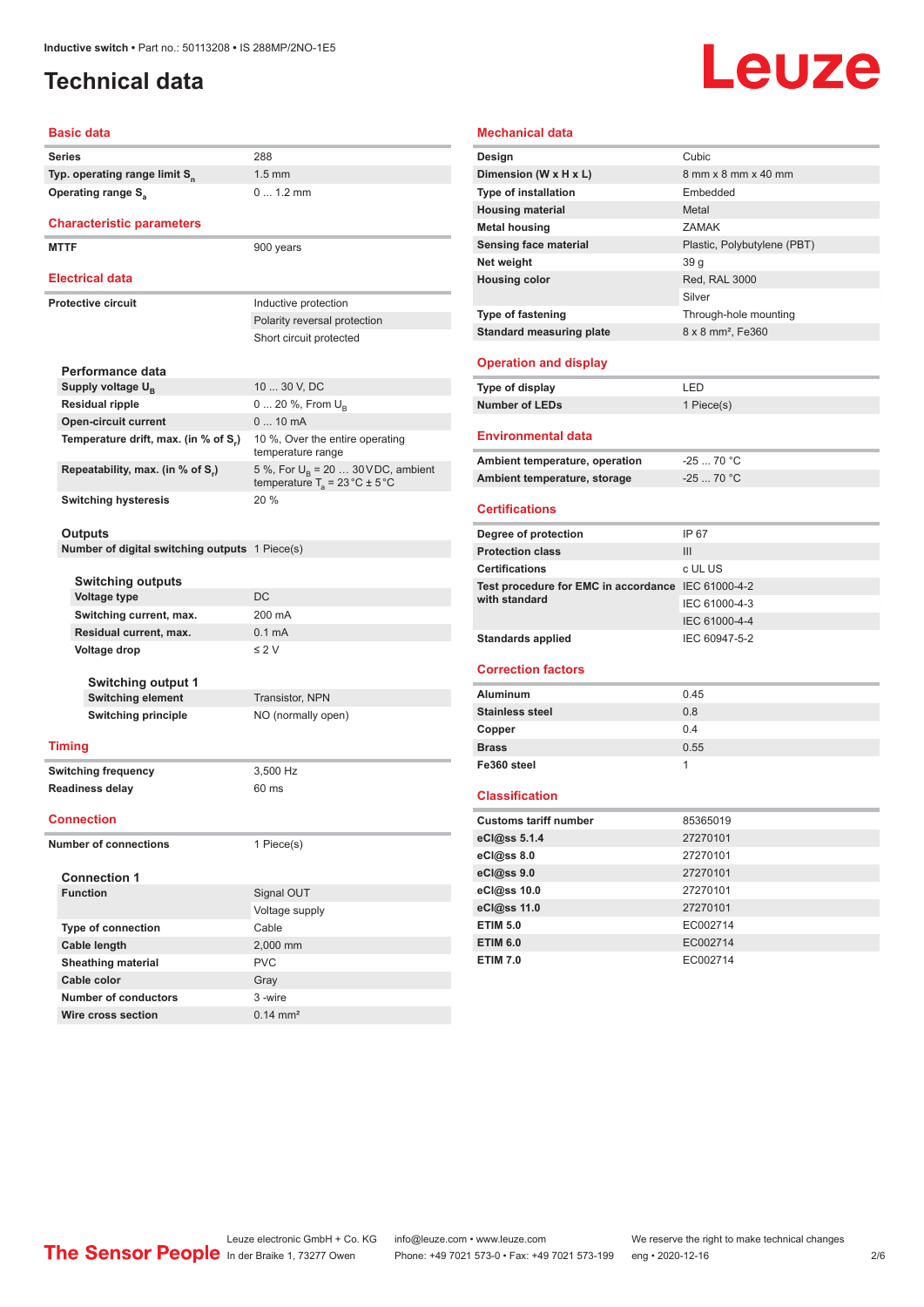# Technical data

## Basic data

| | |
|---|---|
| **Series** | 288 |
| **Typ. operating range limit $S_n$** | 1.5 mm |
| **Operating range $S_a$** | 0 ... 1.2 mm |

## Characteristic parameters

| | |
|---|---|
| **MTTF** | 900 years |

## Electrical data

| | |
|---|---|
| **Protective circuit** | Inductive protection |
| | Polarity reversal protection |
| | Short circuit protected |

### Performance data

| | |
|---|---|
| **Supply voltage $U_B$** | 10 ... 30 V, DC |
| **Residual ripple** | 0 ... 20 %, From $U_B$ |
| **Open-circuit current** | 0 ... 10 mA |
| **Temperature drift, max. (in % of $S_r$)** | 10 %, Over the entire operating temperature range |
| **Repeatability, max. (in % of $S_r$)** | 5 %, For $U_B$ = 20 … 30 V DC, ambient temperature $T_a$ = 23 °C ± 5 °C |
| **Switching hysteresis** | 20 % |

### Outputs

| | |
|---|---|
| **Number of digital switching outputs** | 1 Piece(s) |

#### Switching outputs

| | |
|---|---|
| **Voltage type** | DC |
| **Switching current, max.** | 200 mA |
| **Residual current, max.** | 0.1 mA |
| **Voltage drop** | ≤ 2 V |

##### Switching output 1

| | |
|---|---|
| **Switching element** | Transistor, NPN |
| **Switching principle** | NO (normally open) |

## Timing

| | |
|---|---|
| **Switching frequency** | 3,500 Hz |
| **Readiness delay** | 60 ms |

## Connection

| | |
|---|---|
| **Number of connections** | 1 Piece(s) |

### Connection 1

| | |
|---|---|
| **Function** | Signal OUT |
| | Voltage supply |
| **Type of connection** | Cable |
| **Cable length** | 2,000 mm |
| **Sheathing material** | PVC |
| **Cable color** | Gray |
| **Number of conductors** | 3 -wire |
| **Wire cross section** | 0.14 mm² |

## Mechanical data

| | |
|---|---|
| **Design** | Cubic |
| **Dimension (W x H x L)** | 8 mm x 8 mm x 40 mm |
| **Type of installation** | Embedded |
| **Housing material** | Metal |
| **Metal housing** | ZAMAK |
| **Sensing face material** | Plastic, Polybutylene (PBT) |
| **Net weight** | 39 g |
| **Housing color** | Red, RAL 3000 |
| | Silver |
| **Type of fastening** | Through-hole mounting |
| **Standard measuring plate** | 8 x 8 mm², Fe360 |

## Operation and display

| | |
|---|---|
| **Type of display** | LED |
| **Number of LEDs** | 1 Piece(s) |

## Environmental data

| | |
|---|---|
| **Ambient temperature, operation** | -25 ... 70 °C |
| **Ambient temperature, storage** | -25 ... 70 °C |

## Certifications

| | |
|---|---|
| **Degree of protection** | IP 67 |
| **Protection class** | III |
| **Certifications** | c UL US |
| **Test procedure for EMC in accordance with standard** | IEC 61000-4-2 |
| | IEC 61000-4-3 |
| | IEC 61000-4-4 |
| **Standards applied** | IEC 60947-5-2 |

## Correction factors

| | |
|---|---|
| **Aluminum** | 0.45 |
| **Stainless steel** | 0.8 |
| **Copper** | 0.4 |
| **Brass** | 0.55 |
| **Fe360 steel** | 1 |

## Classification

| | |
|---|---|
| **Customs tariff number** | 85365019 |
| **eCl@ss 5.1.4** | 27270101 |
| **eCl@ss 8.0** | 27270101 |
| **eCl@ss 9.0** | 27270101 |
| **eCl@ss 10.0** | 27270101 |
| **eCl@ss 11.0** | 27270101 |
| **ETIM 5.0** | EC002714 |
| **ETIM 6.0** | EC002714 |
| **ETIM 7.0** | EC002714 |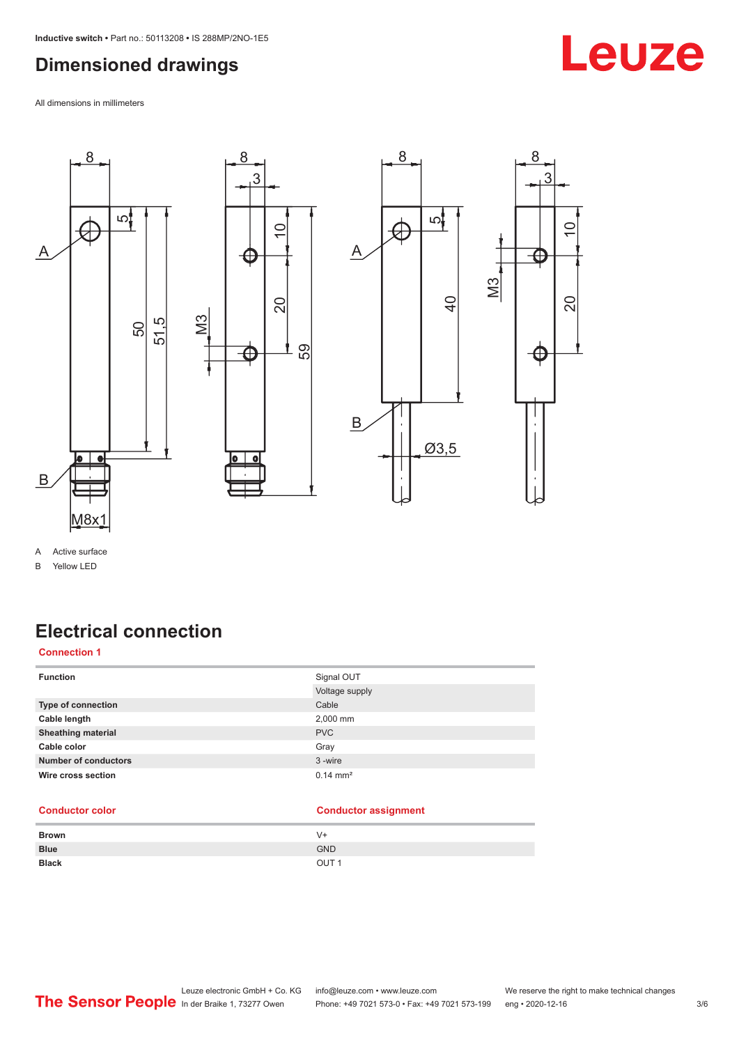# Dimensioned drawings

All dimensions in millimeters

8
5
50
51,5
A
B
M8x1

8
3
10
20
59
M3

8
5
40
A
B
Ø3,5

8
3
10
20
M3

A Active surface

B Yellow LED

# Electrical connection

**Connection 1**

| | |
|---|---|
| **Function** | Signal OUT |
| | Voltage supply |
| **Type of connection** | Cable |
| **Cable length** | 2,000 mm |
| **Sheathing material** | PVC |
| **Cable color** | Gray |
| **Number of conductors** | 3 -wire |
| **Wire cross section** | 0.14 mm² |

| Conductor color | Conductor assignment |
|---|---|
| **Brown** | V+ |
| **Blue** | GND |
| **Black** | OUT 1 |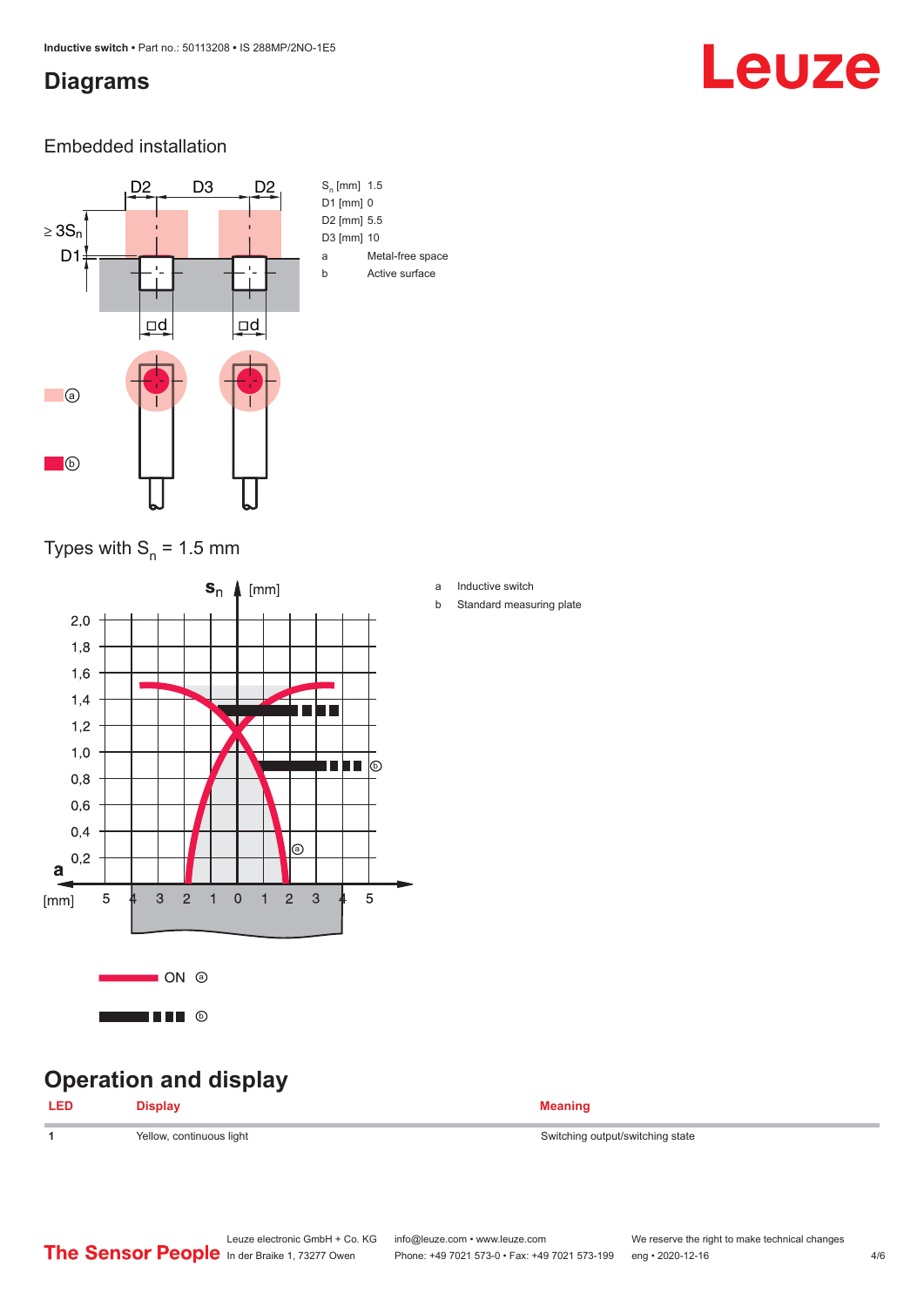## Diagrams

### Embedded installation

D2 D3 D2

≥ 3Sn

D1

□d □d

a

b

| | |
|---|---|
| $S_n$ [mm] | 1.5 |
| D1 [mm] | 0 |
| D2 [mm] | 5.5 |
| D3 [mm] | 10 |
| a | Metal-free space |
| b | Active surface |

### Types with $S_n$ = 1.5 mm

$s_n$ [mm]

2,0
1,8
1,6
1,4
1,2
1,0
0,8
0,6
0,4
0,2

a

[mm] 5 4 3 2 1 0 1 2 3 4 5

ON a

b

a Inductive switch

b Standard measuring plate

## Operation and display

| LED | Display | Meaning |
|---|---|---|
| 1 | Yellow, continuous light | Switching output/switching state |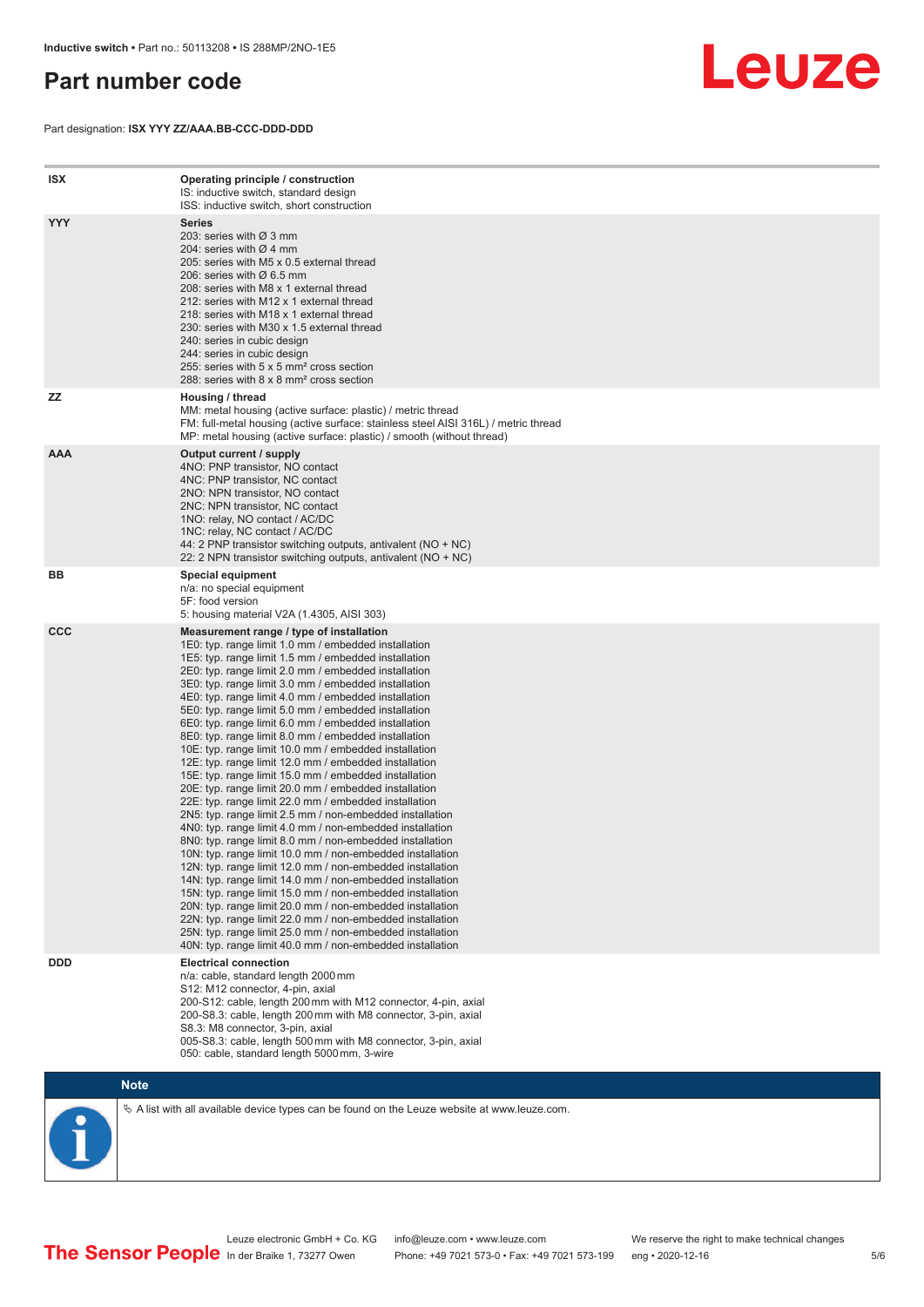# Part number code

Part designation: **ISX YYY ZZ/AAA.BB-CCC-DDD-DDD**

| | |
|---|---|
| ISX | **Operating principle / construction**<br>IS: inductive switch, standard design<br>ISS: inductive switch, short construction |
| YYY | **Series**<br>203: series with Ø 3 mm<br>204: series with Ø 4 mm<br>205: series with M5 x 0.5 external thread<br>206: series with Ø 6.5 mm<br>208: series with M8 x 1 external thread<br>212: series with M12 x 1 external thread<br>218: series with M18 x 1 external thread<br>230: series with M30 x 1.5 external thread<br>240: series in cubic design<br>244: series in cubic design<br>255: series with 5 x 5 mm² cross section<br>288: series with 8 x 8 mm² cross section |
| ZZ | **Housing / thread**<br>MM: metal housing (active surface: plastic) / metric thread<br>FM: full-metal housing (active surface: stainless steel AISI 316L) / metric thread<br>MP: metal housing (active surface: plastic) / smooth (without thread) |
| AAA | **Output current / supply**<br>4NO: PNP transistor, NO contact<br>4NC: PNP transistor, NC contact<br>2NO: NPN transistor, NO contact<br>2NC: NPN transistor, NC contact<br>1NO: relay, NO contact / AC/DC<br>1NC: relay, NC contact / AC/DC<br>44: 2 PNP transistor switching outputs, antivalent (NO + NC)<br>22: 2 NPN transistor switching outputs, antivalent (NO + NC) |
| BB | **Special equipment**<br>n/a: no special equipment<br>5F: food version<br>5: housing material V2A (1.4305, AISI 303) |
| CCC | **Measurement range / type of installation**<br>1E0: typ. range limit 1.0 mm / embedded installation<br>1E5: typ. range limit 1.5 mm / embedded installation<br>2E0: typ. range limit 2.0 mm / embedded installation<br>3E0: typ. range limit 3.0 mm / embedded installation<br>4E0: typ. range limit 4.0 mm / embedded installation<br>5E0: typ. range limit 5.0 mm / embedded installation<br>6E0: typ. range limit 6.0 mm / embedded installation<br>8E0: typ. range limit 8.0 mm / embedded installation<br>10E: typ. range limit 10.0 mm / embedded installation<br>12E: typ. range limit 12.0 mm / embedded installation<br>15E: typ. range limit 15.0 mm / embedded installation<br>20E: typ. range limit 20.0 mm / embedded installation<br>22E: typ. range limit 22.0 mm / embedded installation<br>2N5: typ. range limit 2.5 mm / non-embedded installation<br>4N0: typ. range limit 4.0 mm / non-embedded installation<br>8N0: typ. range limit 8.0 mm / non-embedded installation<br>10N: typ. range limit 10.0 mm / non-embedded installation<br>12N: typ. range limit 12.0 mm / non-embedded installation<br>14N: typ. range limit 14.0 mm / non-embedded installation<br>15N: typ. range limit 15.0 mm / non-embedded installation<br>20N: typ. range limit 20.0 mm / non-embedded installation<br>22N: typ. range limit 22.0 mm / non-embedded installation<br>25N: typ. range limit 25.0 mm / non-embedded installation<br>40N: typ. range limit 40.0 mm / non-embedded installation |
| DDD | **Electrical connection**<br>n/a: cable, standard length 2000 mm<br>S12: M12 connector, 4-pin, axial<br>200-S12: cable, length 200 mm with M12 connector, 4-pin, axial<br>200-S8.3: cable, length 200 mm with M8 connector, 3-pin, axial<br>S8.3: M8 connector, 3-pin, axial<br>005-S8.3: cable, length 500 mm with M8 connector, 3-pin, axial<br>050: cable, standard length 5000 mm, 3-wire |

**Note**

↳ A list with all available device types can be found on the Leuze website at www.leuze.com.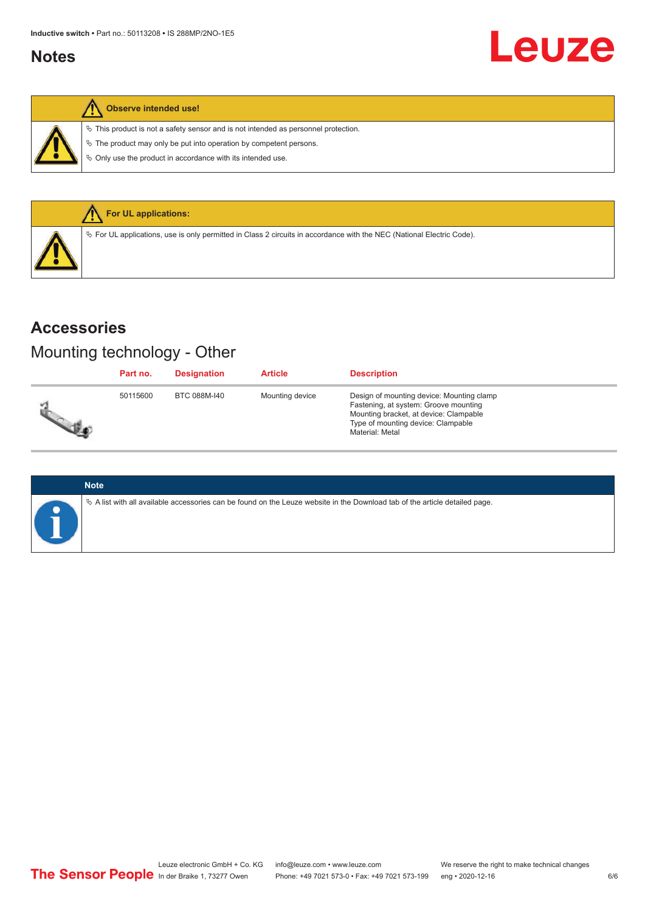## Notes

**Observe intended use!**

- This product is not a safety sensor and is not intended as personnel protection.
- The product may only be put into operation by competent persons.
- Only use the product in accordance with its intended use.

**For UL applications:**

- For UL applications, use is only permitted in Class 2 circuits in accordance with the NEC (National Electric Code).

## Accessories

### Mounting technology - Other

| Part no. | Designation | Article | Description |
|---|---|---|---|
| 50115600 | BTC 088M-I40 | Mounting device | Design of mounting device: Mounting clamp<br>Fastening, at system: Groove mounting<br>Mounting bracket, at device: Clampable<br>Type of mounting device: Clampable<br>Material: Metal |

**Note**

- A list with all available accessories can be found on the Leuze website in the Download tab of the article detailed page.